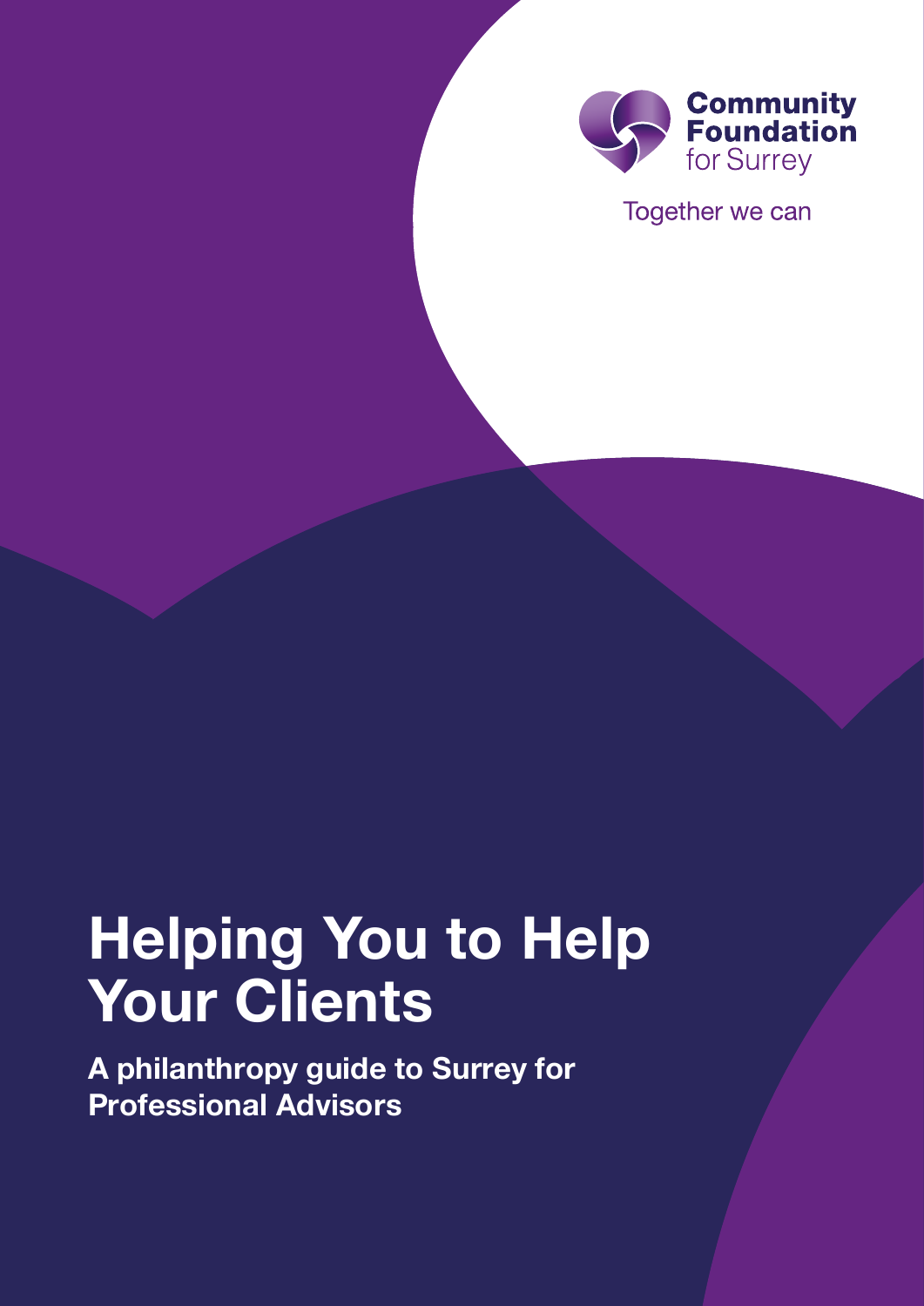Community Foundation for Surrey

Together we can

# Helping You to Help Your Clients

**A philanthropy guide to Surrey for Professional Advisors**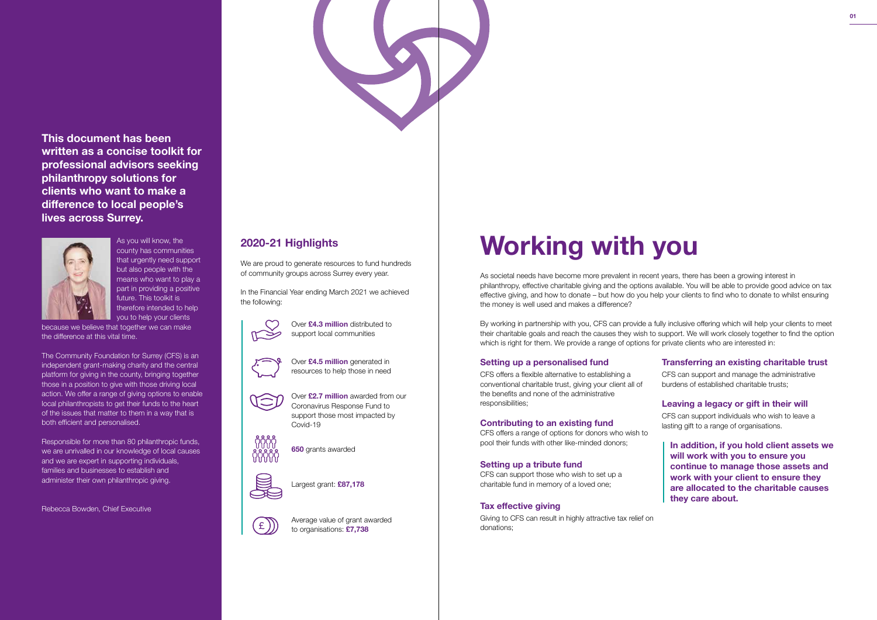**This document has been written as a concise toolkit for professional advisors seeking philanthropy solutions for clients who want to make a difference to local people's lives across Surrey.**

As you will know, the county has communities that urgently need support but also people with the means who want to play a part in providing a positive future. This toolkit is therefore intended to help you to help your clients because we believe that together we can make the difference at this vital time.

The Community Foundation for Surrey (CFS) is an independent grant-making charity and the central platform for giving in the county, bringing together those in a position to give with those driving local action. We offer a range of giving options to enable local philanthropists to get their funds to the heart of the issues that matter to them in a way that is both efficient and personalised.

Responsible for more than 80 philanthropic funds, we are unrivalled in our knowledge of local causes and we are expert in supporting individuals, families and businesses to establish and administer their own philanthropic giving.

Rebecca Bowden, Chief Executive

## 2020-21 Highlights

We are proud to generate resources to fund hundreds of community groups across Surrey every year.

In the Financial Year ending March 2021 we achieved the following:

- Over **£4.3 million** distributed to support local communities
- Over **£4.5 million** generated in resources to help those in need
- Over **£2.7 million** awarded from our Coronavirus Response Fund to support those most impacted by Covid-19
- **650** grants awarded
- Largest grant: **£87,178**
- Average value of grant awarded to organisations: **£7,738**

# Working with you

As societal needs have become more prevalent in recent years, there has been a growing interest in philanthropy, effective charitable giving and the options available. You will be able to provide good advice on tax effective giving, and how to donate – but how do you help your clients to find who to donate to whilst ensuring the money is well used and makes a difference?

By working in partnership with you, CFS can provide a fully inclusive offering which will help your clients to meet their charitable goals and reach the causes they wish to support. We will work closely together to find the option which is right for them. We provide a range of options for private clients who are interested in:

### Setting up a personalised fund

CFS offers a flexible alternative to establishing a conventional charitable trust, giving your client all of the benefits and none of the administrative responsibilities;

### Contributing to an existing fund

CFS offers a range of options for donors who wish to pool their funds with other like-minded donors;

### Setting up a tribute fund

CFS can support those who wish to set up a charitable fund in memory of a loved one;

### Tax effective giving

Giving to CFS can result in highly attractive tax relief on donations;

### Transferring an existing charitable trust

CFS can support and manage the administrative burdens of established charitable trusts;

### Leaving a legacy or gift in their will

CFS can support individuals who wish to leave a lasting gift to a range of organisations.

**In addition, if you hold client assets we will work with you to ensure you continue to manage those assets and work with your client to ensure they are allocated to the charitable causes they care about.**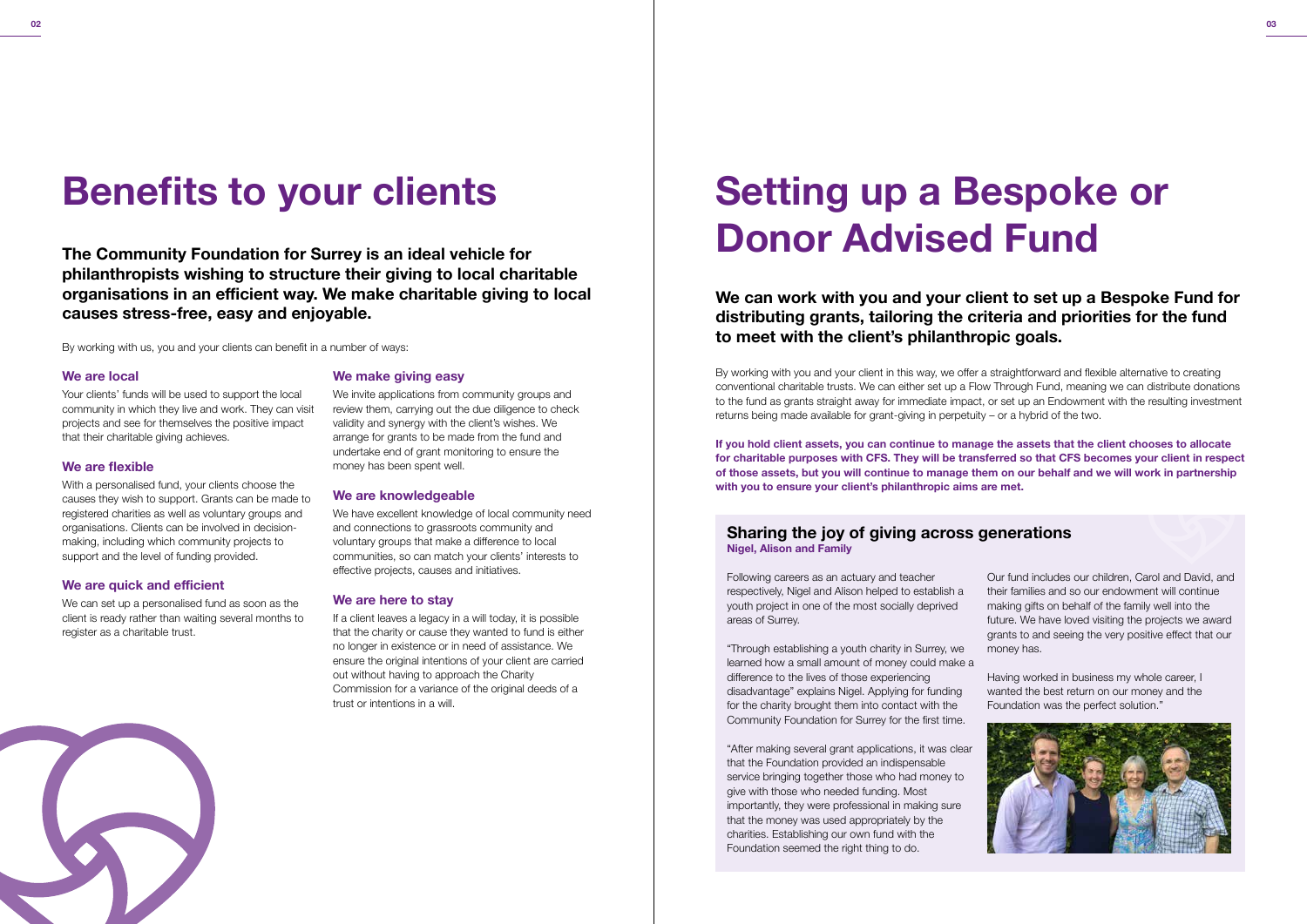# Benefits to your clients

**The Community Foundation for Surrey is an ideal vehicle for philanthropists wishing to structure their giving to local charitable organisations in an efficient way. We make charitable giving to local causes stress-free, easy and enjoyable.**

By working with us, you and your clients can benefit in a number of ways:

### We are local

Your clients' funds will be used to support the local community in which they live and work. They can visit projects and see for themselves the positive impact that their charitable giving achieves.

### We are flexible

With a personalised fund, your clients choose the causes they wish to support. Grants can be made to registered charities as well as voluntary groups and organisations. Clients can be involved in decision-making, including which community projects to support and the level of funding provided.

### We are quick and efficient

We can set up a personalised fund as soon as the client is ready rather than waiting several months to register as a charitable trust.

### We make giving easy

We invite applications from community groups and review them, carrying out the due diligence to check validity and synergy with the client's wishes. We arrange for grants to be made from the fund and undertake end of grant monitoring to ensure the money has been spent well.

### We are knowledgeable

We have excellent knowledge of local community need and connections to grassroots community and voluntary groups that make a difference to local communities, so can match your clients' interests to effective projects, causes and initiatives.

### We are here to stay

If a client leaves a legacy in a will today, it is possible that the charity or cause they wanted to fund is either no longer in existence or in need of assistance. We ensure the original intentions of your client are carried out without having to approach the Charity Commission for a variance of the original deeds of a trust or intentions in a will.

# Setting up a Bespoke or Donor Advised Fund

**We can work with you and your client to set up a Bespoke Fund for distributing grants, tailoring the criteria and priorities for the fund to meet with the client's philanthropic goals.**

By working with you and your client in this way, we offer a straightforward and flexible alternative to creating conventional charitable trusts. We can either set up a Flow Through Fund, meaning we can distribute donations to the fund as grants straight away for immediate impact, or set up an Endowment with the resulting investment returns being made available for grant-giving in perpetuity – or a hybrid of the two.

**If you hold client assets, you can continue to manage the assets that the client chooses to allocate for charitable purposes with CFS. They will be transferred so that CFS becomes your client in respect of those assets, but you will continue to manage them on our behalf and we will work in partnership with you to ensure your client's philanthropic aims are met.**

## Sharing the joy of giving across generations

**Nigel, Alison and Family**

Following careers as an actuary and teacher respectively, Nigel and Alison helped to establish a youth project in one of the most socially deprived areas of Surrey.

"Through establishing a youth charity in Surrey, we learned how a small amount of money could make a difference to the lives of those experiencing disadvantage" explains Nigel. Applying for funding for the charity brought them into contact with the Community Foundation for Surrey for the first time.

"After making several grant applications, it was clear that the Foundation provided an indispensable service bringing together those who had money to give with those who needed funding. Most importantly, they were professional in making sure that the money was used appropriately by the charities. Establishing our own fund with the Foundation seemed the right thing to do.

Our fund includes our children, Carol and David, and their families and so our endowment will continue making gifts on behalf of the family well into the future. We have loved visiting the projects we award grants to and seeing the very positive effect that our money has.

Having worked in business my whole career, I wanted the best return on our money and the Foundation was the perfect solution."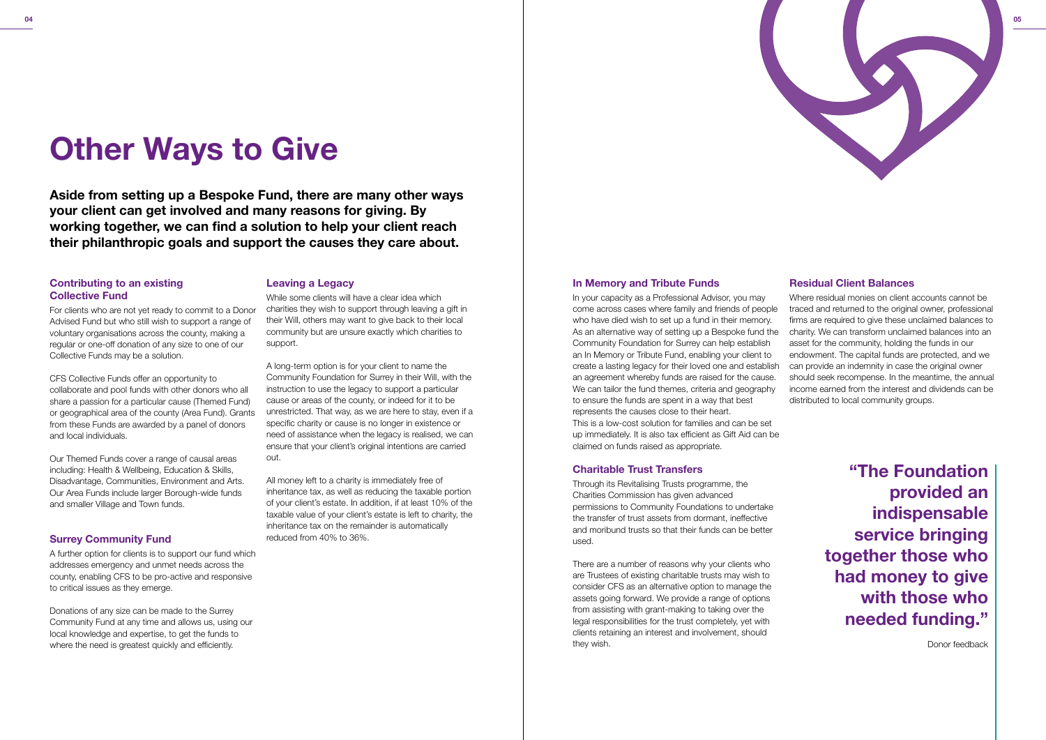# Other Ways to Give

**Aside from setting up a Bespoke Fund, there are many other ways your client can get involved and many reasons for giving. By working together, we can find a solution to help your client reach their philanthropic goals and support the causes they care about.**

### Contributing to an existing Collective Fund

For clients who are not yet ready to commit to a Donor Advised Fund but who still wish to support a range of voluntary organisations across the county, making a regular or one-off donation of any size to one of our Collective Funds may be a solution.

CFS Collective Funds offer an opportunity to collaborate and pool funds with other donors who all share a passion for a particular cause (Themed Fund) or geographical area of the county (Area Fund). Grants from these Funds are awarded by a panel of donors and local individuals.

Our Themed Funds cover a range of causal areas including: Health & Wellbeing, Education & Skills, Disadvantage, Communities, Environment and Arts. Our Area Funds include larger Borough-wide funds and smaller Village and Town funds.

### Surrey Community Fund

A further option for clients is to support our fund which addresses emergency and unmet needs across the county, enabling CFS to be pro-active and responsive to critical issues as they emerge.

Donations of any size can be made to the Surrey Community Fund at any time and allows us, using our local knowledge and expertise, to get the funds to where the need is greatest quickly and efficiently.

### Leaving a Legacy

While some clients will have a clear idea which charities they wish to support through leaving a gift in their Will, others may want to give back to their local community but are unsure exactly which charities to support.

A long-term option is for your client to name the Community Foundation for Surrey in their Will, with the instruction to use the legacy to support a particular cause or areas of the county, or indeed for it to be unrestricted. That way, as we are here to stay, even if a specific charity or cause is no longer in existence or need of assistance when the legacy is realised, we can ensure that your client's original intentions are carried out.

All money left to a charity is immediately free of inheritance tax, as well as reducing the taxable portion of your client's estate. In addition, if at least 10% of the taxable value of your client's estate is left to charity, the inheritance tax on the remainder is automatically reduced from 40% to 36%.

### In Memory and Tribute Funds

In your capacity as a Professional Advisor, you may come across cases where family and friends of people who have died wish to set up a fund in their memory. As an alternative way of setting up a Bespoke fund the Community Foundation for Surrey can help establish an In Memory or Tribute Fund, enabling your client to create a lasting legacy for their loved one and establish an agreement whereby funds are raised for the cause. We can tailor the fund themes, criteria and geography to ensure the funds are spent in a way that best represents the causes close to their heart.
This is a low-cost solution for families and can be set up immediately. It is also tax efficient as Gift Aid can be claimed on funds raised as appropriate.

### Charitable Trust Transfers

Through its Revitalising Trusts programme, the Charities Commission has given advanced permissions to Community Foundations to undertake the transfer of trust assets from dormant, ineffective and moribund trusts so that their funds can be better used.

There are a number of reasons why your clients who are Trustees of existing charitable trusts may wish to consider CFS as an alternative option to manage the assets going forward. We provide a range of options from assisting with grant-making to taking over the legal responsibilities for the trust completely, yet with clients retaining an interest and involvement, should they wish.

### Residual Client Balances

Where residual monies on client accounts cannot be traced and returned to the original owner, professional firms are required to give these unclaimed balances to charity. We can transform unclaimed balances into an asset for the community, holding the funds in our endowment. The capital funds are protected, and we can provide an indemnity in case the original owner should seek recompense. In the meantime, the annual income earned from the interest and dividends can be distributed to local community groups.

**"The Foundation provided an indispensable service bringing together those who had money to give with those who needed funding."**

Donor feedback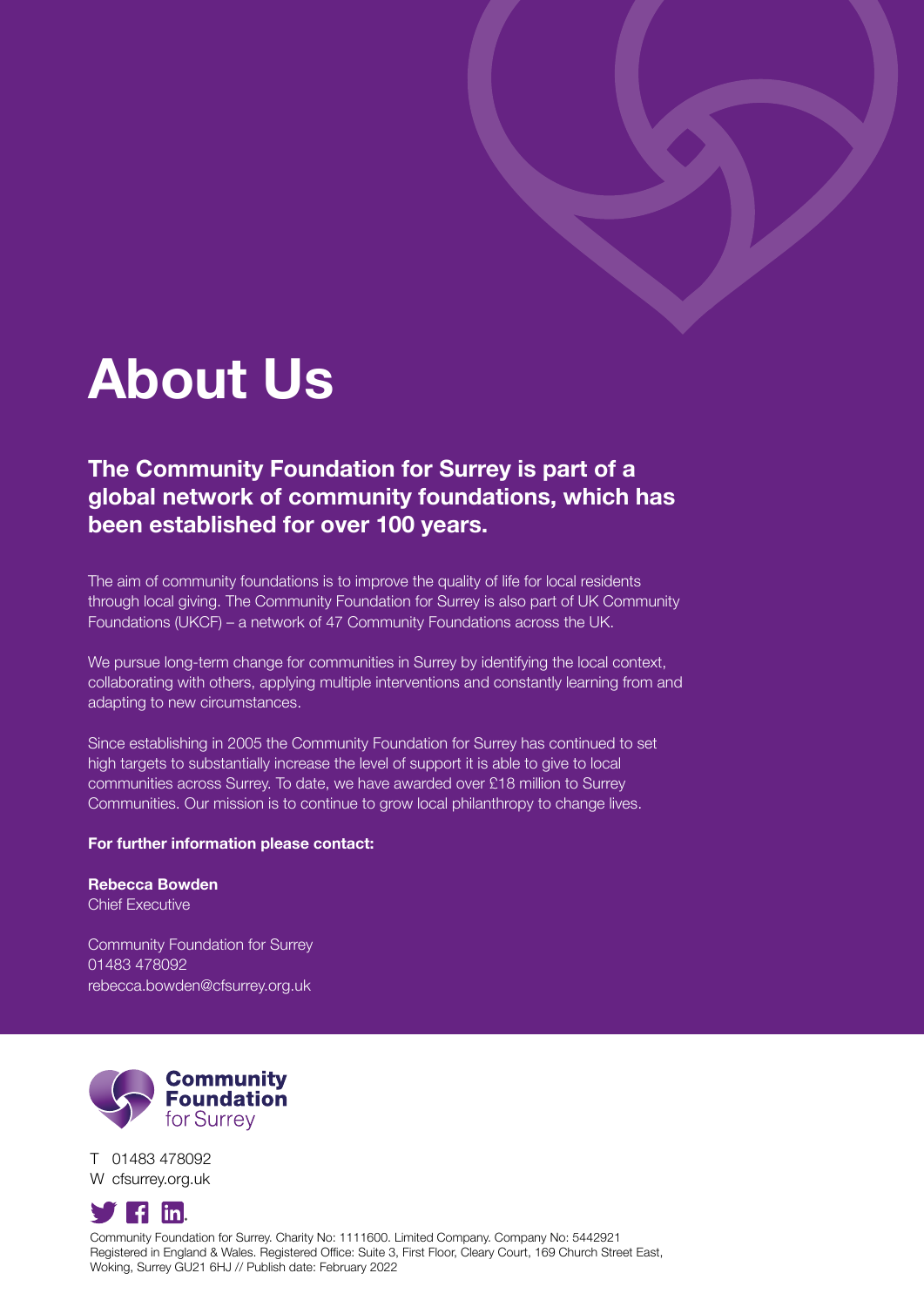# About Us

## The Community Foundation for Surrey is part of a global network of community foundations, which has been established for over 100 years.

The aim of community foundations is to improve the quality of life for local residents through local giving. The Community Foundation for Surrey is also part of UK Community Foundations (UKCF) – a network of 47 Community Foundations across the UK.

We pursue long-term change for communities in Surrey by identifying the local context, collaborating with others, applying multiple interventions and constantly learning from and adapting to new circumstances.

Since establishing in 2005 the Community Foundation for Surrey has continued to set high targets to substantially increase the level of support it is able to give to local communities across Surrey. To date, we have awarded over £18 million to Surrey Communities. Our mission is to continue to grow local philanthropy to change lives.

**For further information please contact:**

**Rebecca Bowden**
Chief Executive

Community Foundation for Surrey
01483 478092
rebecca.bowden@cfsurrey.org.uk

**Community Foundation** for Surrey

T 01483 478092
W cfsurrey.org.uk

Community Foundation for Surrey. Charity No: 1111600. Limited Company. Company No: 5442921
Registered in England & Wales. Registered Office: Suite 3, First Floor, Cleary Court, 169 Church Street East, Woking, Surrey GU21 6HJ // Publish date: February 2022